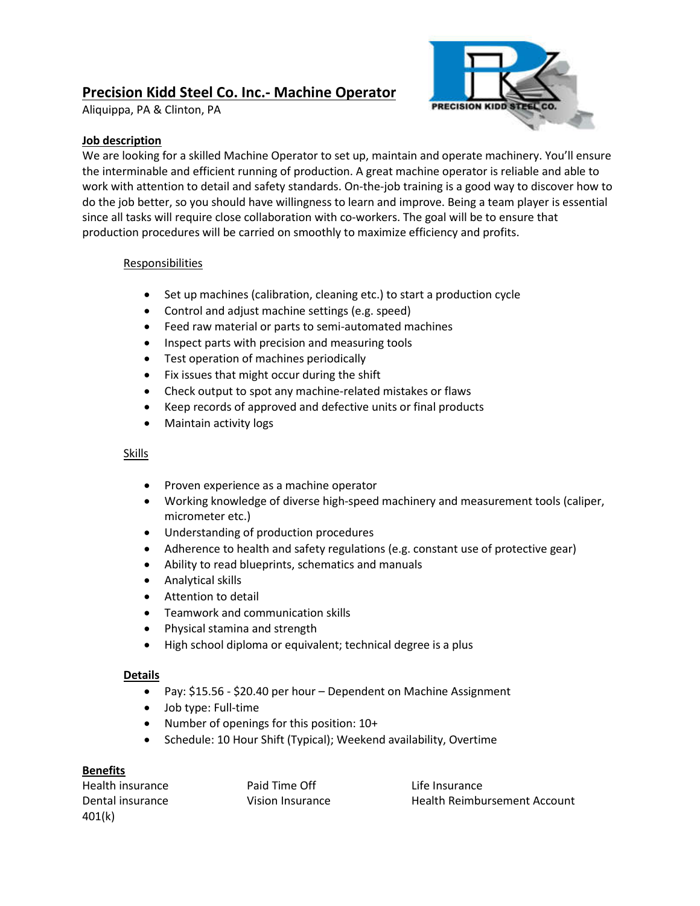# Precision Kidd Steel Co. Inc.- Machine Operator

Aliquippa, PA & Clinton, PA

## Job description

We are looking for a skilled Machine Operator to set up, maintain and operate machinery. You'll ensure the interminable and efficient running of production. A great machine operator is reliable and able to work with attention to detail and safety standards. On-the-job training is a good way to discover how to do the job better, so you should have willingness to learn and improve. Being a team player is essential since all tasks will require close collaboration with co-workers. The goal will be to ensure that production procedures will be carried on smoothly to maximize efficiency and profits.

### Responsibilities

- Set up machines (calibration, cleaning etc.) to start a production cycle
- Control and adjust machine settings (e.g. speed)
- Feed raw material or parts to semi-automated machines
- Inspect parts with precision and measuring tools
- Test operation of machines periodically
- Fix issues that might occur during the shift
- Check output to spot any machine-related mistakes or flaws
- Keep records of approved and defective units or final products
- Maintain activity logs

### Skills

- Proven experience as a machine operator
- Working knowledge of diverse high-speed machinery and measurement tools (caliper, micrometer etc.)
- Understanding of production procedures
- Adherence to health and safety regulations (e.g. constant use of protective gear)
- Ability to read blueprints, schematics and manuals
- Analytical skills
- Attention to detail
- Teamwork and communication skills
- Physical stamina and strength
- High school diploma or equivalent; technical degree is a plus

### Details

- Pay: $15.56 - $20.40 per hour – Dependent on Machine Assignment
- Job type: Full-time
- Number of openings for this position: 10+
- Schedule: 10 Hour Shift (Typical); Weekend availability, Overtime

## Benefits

- Health insurance
- Dental insurance
- 401(k)
- Paid Time Off
- Vision Insurance
- Life Insurance
- Health Reimbursement Account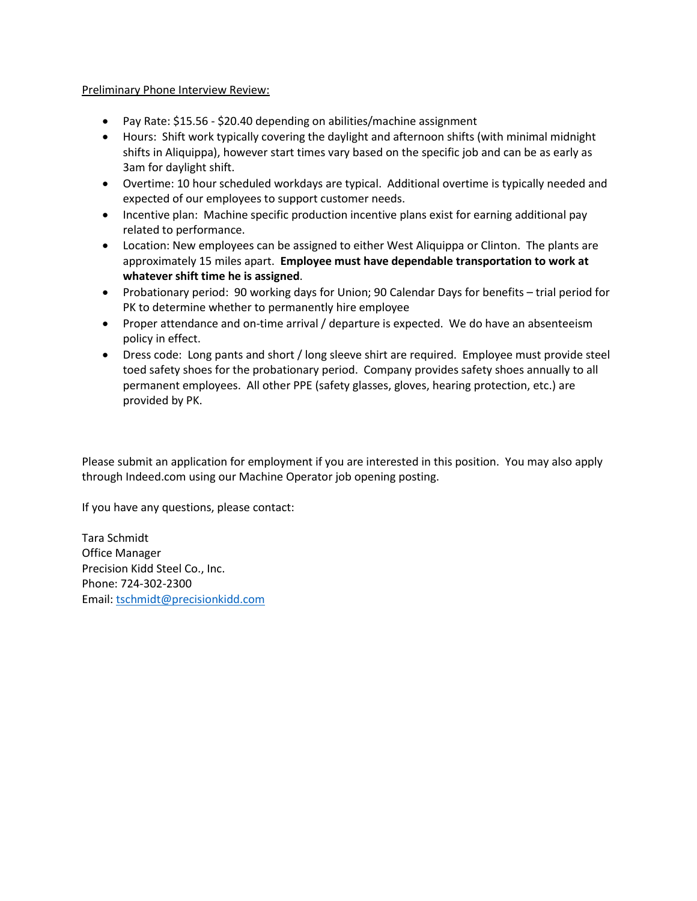<u>Preliminary Phone Interview Review:</u>

- Pay Rate: $15.56 - $20.40 depending on abilities/machine assignment
- Hours: Shift work typically covering the daylight and afternoon shifts (with minimal midnight shifts in Aliquippa), however start times vary based on the specific job and can be as early as 3am for daylight shift.
- Overtime: 10 hour scheduled workdays are typical. Additional overtime is typically needed and expected of our employees to support customer needs.
- Incentive plan: Machine specific production incentive plans exist for earning additional pay related to performance.
- Location: New employees can be assigned to either West Aliquippa or Clinton. The plants are approximately 15 miles apart. **Employee must have dependable transportation to work at whatever shift time he is assigned**.
- Probationary period: 90 working days for Union; 90 Calendar Days for benefits – trial period for PK to determine whether to permanently hire employee
- Proper attendance and on-time arrival / departure is expected. We do have an absenteeism policy in effect.
- Dress code: Long pants and short / long sleeve shirt are required. Employee must provide steel toed safety shoes for the probationary period. Company provides safety shoes annually to all permanent employees. All other PPE (safety glasses, gloves, hearing protection, etc.) are provided by PK.

Please submit an application for employment if you are interested in this position. You may also apply through Indeed.com using our Machine Operator job opening posting.

If you have any questions, please contact:

Tara Schmidt
Office Manager
Precision Kidd Steel Co., Inc.
Phone: 724-302-2300
Email: tschmidt@precisionkidd.com